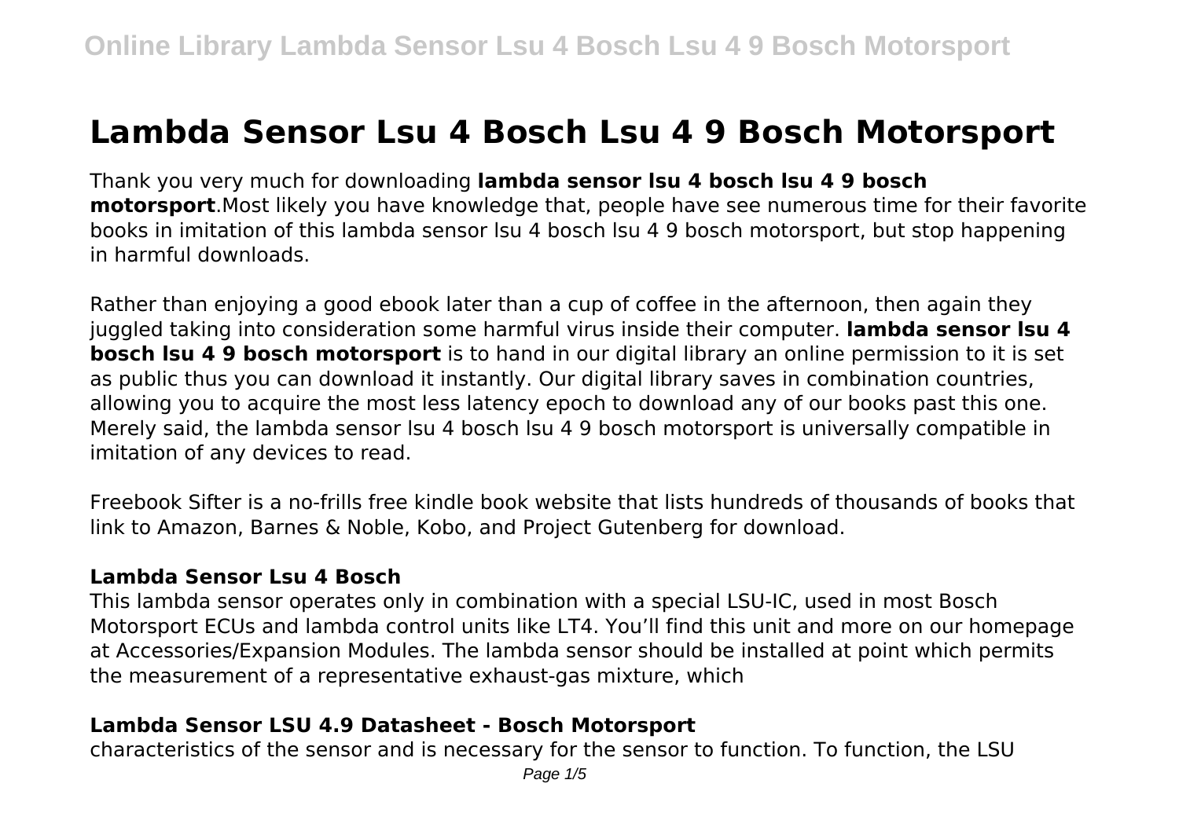# Lambda Sensor Lsu 4 Bosch Lsu 4 9 Bosch Motorsport

Thank you very much for downloading **lambda sensor lsu 4 bosch lsu 4 9 bosch motorsport**.Most likely you have knowledge that, people have see numerous time for their favorite books in imitation of this lambda sensor lsu 4 bosch lsu 4 9 bosch motorsport, but stop happening in harmful downloads.

Rather than enjoying a good ebook later than a cup of coffee in the afternoon, then again they juggled taking into consideration some harmful virus inside their computer. **lambda sensor lsu 4 bosch lsu 4 9 bosch motorsport** is to hand in our digital library an online permission to it is set as public thus you can download it instantly. Our digital library saves in combination countries, allowing you to acquire the most less latency epoch to download any of our books past this one. Merely said, the lambda sensor lsu 4 bosch lsu 4 9 bosch motorsport is universally compatible in imitation of any devices to read.

Freebook Sifter is a no-frills free kindle book website that lists hundreds of thousands of books that link to Amazon, Barnes & Noble, Kobo, and Project Gutenberg for download.

### Lambda Sensor Lsu 4 Bosch

This lambda sensor operates only in combination with a special LSU-IC, used in most Bosch Motorsport ECUs and lambda control units like LT4. You'll find this unit and more on our homepage at Accessories/Expansion Modules. The lambda sensor should be installed at point which permits the measurement of a representative exhaust-gas mixture, which

### Lambda Sensor LSU 4.9 Datasheet - Bosch Motorsport

characteristics of the sensor and is necessary for the sensor to function. To function, the LSU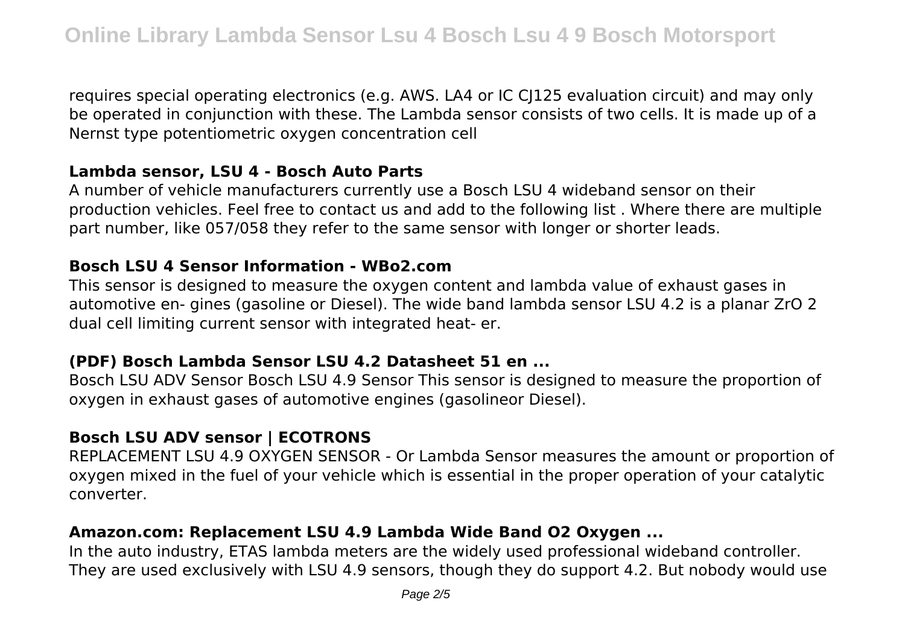requires special operating electronics (e.g. AWS. LA4 or IC CJ125 evaluation circuit) and may only be operated in conjunction with these. The Lambda sensor consists of two cells. It is made up of a Nernst type potentiometric oxygen concentration cell

## Lambda sensor, LSU 4 - Bosch Auto Parts

A number of vehicle manufacturers currently use a Bosch LSU 4 wideband sensor on their production vehicles. Feel free to contact us and add to the following list . Where there are multiple part number, like 057/058 they refer to the same sensor with longer or shorter leads.

## Bosch LSU 4 Sensor Information - WBo2.com

This sensor is designed to measure the oxygen content and lambda value of exhaust gases in automotive en- gines (gasoline or Diesel). The wide band lambda sensor LSU 4.2 is a planar $ZrO_2$ dual cell limiting current sensor with integrated heat- er.

## (PDF) Bosch Lambda Sensor LSU 4.2 Datasheet 51 en ...

Bosch LSU ADV Sensor Bosch LSU 4.9 Sensor This sensor is designed to measure the proportion of oxygen in exhaust gases of automotive engines (gasolineor Diesel).

## Bosch LSU ADV sensor | ECOTRONS

REPLACEMENT LSU 4.9 OXYGEN SENSOR - Or Lambda Sensor measures the amount or proportion of oxygen mixed in the fuel of your vehicle which is essential in the proper operation of your catalytic converter.

## Amazon.com: Replacement LSU 4.9 Lambda Wide Band O2 Oxygen ...

In the auto industry, ETAS lambda meters are the widely used professional wideband controller. They are used exclusively with LSU 4.9 sensors, though they do support 4.2. But nobody would use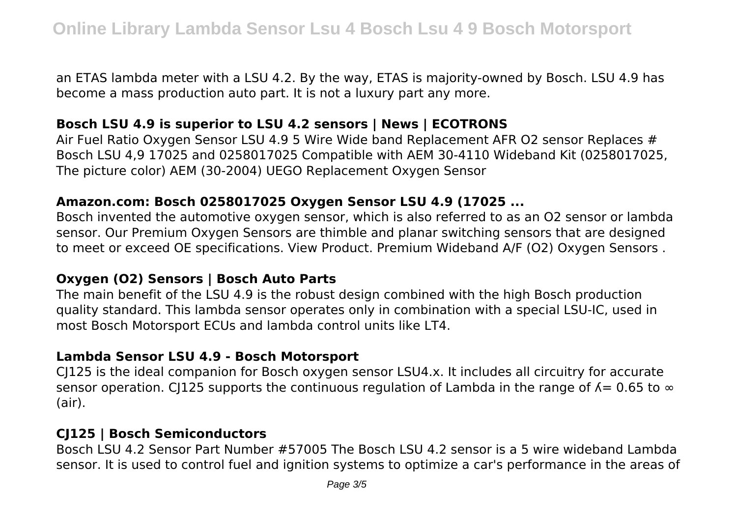an ETAS lambda meter with a LSU 4.2. By the way, ETAS is majority-owned by Bosch. LSU 4.9 has become a mass production auto part. It is not a luxury part any more.

### Bosch LSU 4.9 is superior to LSU 4.2 sensors | News | ECOTRONS

Air Fuel Ratio Oxygen Sensor LSU 4.9 5 Wire Wide band Replacement AFR O2 sensor Replaces # Bosch LSU 4,9 17025 and 0258017025 Compatible with AEM 30-4110 Wideband Kit (0258017025, The picture color) AEM (30-2004) UEGO Replacement Oxygen Sensor

### Amazon.com: Bosch 0258017025 Oxygen Sensor LSU 4.9 (17025 ...

Bosch invented the automotive oxygen sensor, which is also referred to as an O2 sensor or lambda sensor. Our Premium Oxygen Sensors are thimble and planar switching sensors that are designed to meet or exceed OE specifications. View Product. Premium Wideband A/F (O2) Oxygen Sensors .

### Oxygen (O2) Sensors | Bosch Auto Parts

The main benefit of the LSU 4.9 is the robust design combined with the high Bosch production quality standard. This lambda sensor operates only in combination with a special LSU-IC, used in most Bosch Motorsport ECUs and lambda control units like LT4.

### Lambda Sensor LSU 4.9 - Bosch Motorsport

CJ125 is the ideal companion for Bosch oxygen sensor LSU4.x. It includes all circuitry for accurate sensor operation. CJ125 supports the continuous regulation of Lambda in the range of $\Lambda = 0.65$ to $\infty$ (air).

### CJ125 | Bosch Semiconductors

Bosch LSU 4.2 Sensor Part Number #57005 The Bosch LSU 4.2 sensor is a 5 wire wideband Lambda sensor. It is used to control fuel and ignition systems to optimize a car's performance in the areas of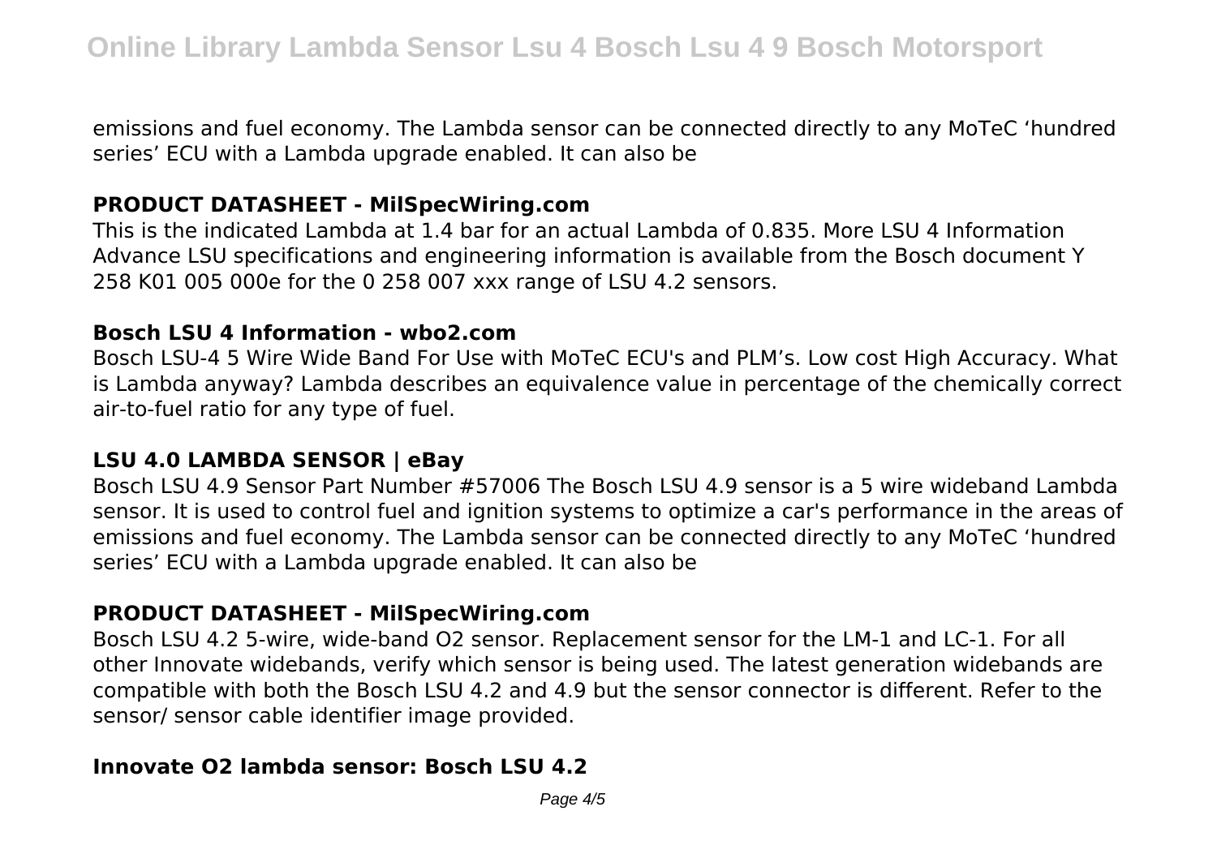emissions and fuel economy. The Lambda sensor can be connected directly to any MoTeC 'hundred series' ECU with a Lambda upgrade enabled. It can also be

### PRODUCT DATASHEET - MilSpecWiring.com

This is the indicated Lambda at 1.4 bar for an actual Lambda of 0.835. More LSU 4 Information Advance LSU specifications and engineering information is available from the Bosch document Y 258 K01 005 000e for the 0 258 007 xxx range of LSU 4.2 sensors.

### Bosch LSU 4 Information - wbo2.com

Bosch LSU-4 5 Wire Wide Band For Use with MoTeC ECU's and PLM's. Low cost High Accuracy. What is Lambda anyway? Lambda describes an equivalence value in percentage of the chemically correct air-to-fuel ratio for any type of fuel.

### LSU 4.0 LAMBDA SENSOR | eBay

Bosch LSU 4.9 Sensor Part Number #57006 The Bosch LSU 4.9 sensor is a 5 wire wideband Lambda sensor. It is used to control fuel and ignition systems to optimize a car's performance in the areas of emissions and fuel economy. The Lambda sensor can be connected directly to any MoTeC 'hundred series' ECU with a Lambda upgrade enabled. It can also be

### PRODUCT DATASHEET - MilSpecWiring.com

Bosch LSU 4.2 5-wire, wide-band O2 sensor. Replacement sensor for the LM-1 and LC-1. For all other Innovate widebands, verify which sensor is being used. The latest generation widebands are compatible with both the Bosch LSU 4.2 and 4.9 but the sensor connector is different. Refer to the sensor/ sensor cable identifier image provided.

### Innovate O2 lambda sensor: Bosch LSU 4.2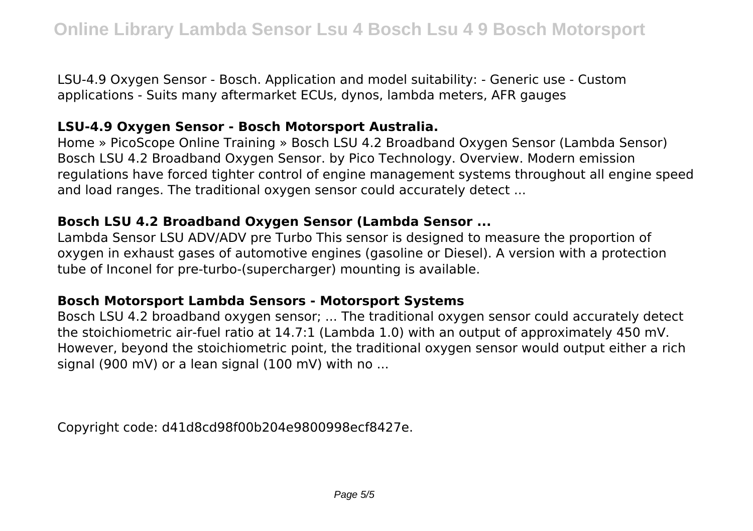LSU-4.9 Oxygen Sensor - Bosch. Application and model suitability: - Generic use - Custom applications - Suits many aftermarket ECUs, dynos, lambda meters, AFR gauges

### LSU-4.9 Oxygen Sensor - Bosch Motorsport Australia.

Home » PicoScope Online Training » Bosch LSU 4.2 Broadband Oxygen Sensor (Lambda Sensor) Bosch LSU 4.2 Broadband Oxygen Sensor. by Pico Technology. Overview. Modern emission regulations have forced tighter control of engine management systems throughout all engine speed and load ranges. The traditional oxygen sensor could accurately detect ...

### Bosch LSU 4.2 Broadband Oxygen Sensor (Lambda Sensor ...

Lambda Sensor LSU ADV/ADV pre Turbo This sensor is designed to measure the proportion of oxygen in exhaust gases of automotive engines (gasoline or Diesel). A version with a protection tube of Inconel for pre-turbo-(supercharger) mounting is available.

### Bosch Motorsport Lambda Sensors - Motorsport Systems

Bosch LSU 4.2 broadband oxygen sensor; ... The traditional oxygen sensor could accurately detect the stoichiometric air-fuel ratio at 14.7:1 (Lambda 1.0) with an output of approximately 450 mV. However, beyond the stoichiometric point, the traditional oxygen sensor would output either a rich signal (900 mV) or a lean signal (100 mV) with no ...

Copyright code: d41d8cd98f00b204e9800998ecf8427e.